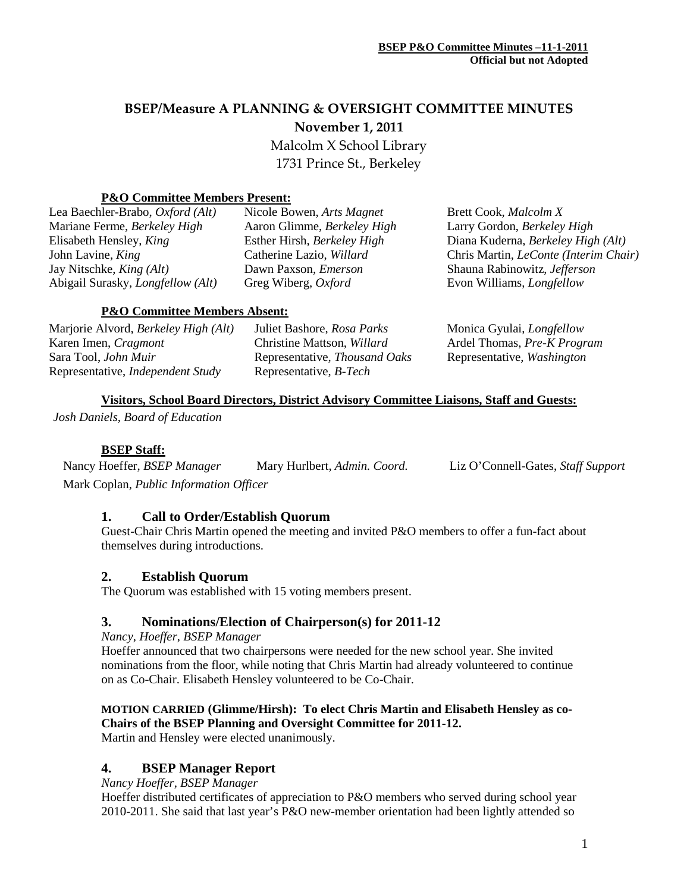**BSEP P&O Committee Minutes –11-1-2011**
**Official but not Adopted**

# BSEP/Measure A PLANNING & OVERSIGHT COMMITTEE MINUTES

## November 1, 2011

Malcolm X School Library
1731 Prince St., Berkeley

**P&O Committee Members Present:**

| | | |
|---|---|---|
| Lea Baechler-Brabo, *Oxford (Alt)* | Nicole Bowen, *Arts Magnet* | Brett Cook, *Malcolm X* |
| Mariane Ferme, *Berkeley High* | Aaron Glimme, *Berkeley High* | Larry Gordon, *Berkeley High* |
| Elisabeth Hensley, *King* | Esther Hirsh, *Berkeley High* | Diana Kuderna, *Berkeley High (Alt)* |
| John Lavine, *King* | Catherine Lazio, *Willard* | Chris Martin, *LeConte (Interim Chair)* |
| Jay Nitschke, *King (Alt)* | Dawn Paxson, *Emerson* | Shauna Rabinowitz, *Jefferson* |
| Abigail Surasky, *Longfellow (Alt)* | Greg Wiberg, *Oxford* | Evon Williams, *Longfellow* |

**P&O Committee Members Absent:**

| | | |
|---|---|---|
| Marjorie Alvord, *Berkeley High (Alt)* | Juliet Bashore, *Rosa Parks* | Monica Gyulai, *Longfellow* |
| Karen Imen, *Cragmont* | Christine Mattson, *Willard* | Ardel Thomas, *Pre-K Program* |
| Sara Tool, *John Muir* | Representative, *Thousand Oaks* | Representative, *Washington* |
| Representative, *Independent Study* | Representative, *B-Tech* | |

**Visitors, School Board Directors, District Advisory Committee Liaisons, Staff and Guests:**

*Josh Daniels, Board of Education*

**BSEP Staff:**

Nancy Hoeffer, *BSEP Manager* Mary Hurlbert, *Admin. Coord.* Liz O'Connell-Gates, *Staff Support*
Mark Coplan, *Public Information Officer*

### 1. Call to Order/Establish Quorum

Guest-Chair Chris Martin opened the meeting and invited P&O members to offer a fun-fact about themselves during introductions.

### 2. Establish Quorum

The Quorum was established with 15 voting members present.

### 3. Nominations/Election of Chairperson(s) for 2011-12

*Nancy, Hoeffer, BSEP Manager*

Hoeffer announced that two chairpersons were needed for the new school year. She invited nominations from the floor, while noting that Chris Martin had already volunteered to continue on as Co-Chair. Elisabeth Hensley volunteered to be Co-Chair.

**MOTION CARRIED (Glimme/Hirsh): To elect Chris Martin and Elisabeth Hensley as co-Chairs of the BSEP Planning and Oversight Committee for 2011-12.**
Martin and Hensley were elected unanimously.

### 4. BSEP Manager Report

*Nancy Hoeffer, BSEP Manager*

Hoeffer distributed certificates of appreciation to P&O members who served during school year 2010-2011. She said that last year's P&O new-member orientation had been lightly attended so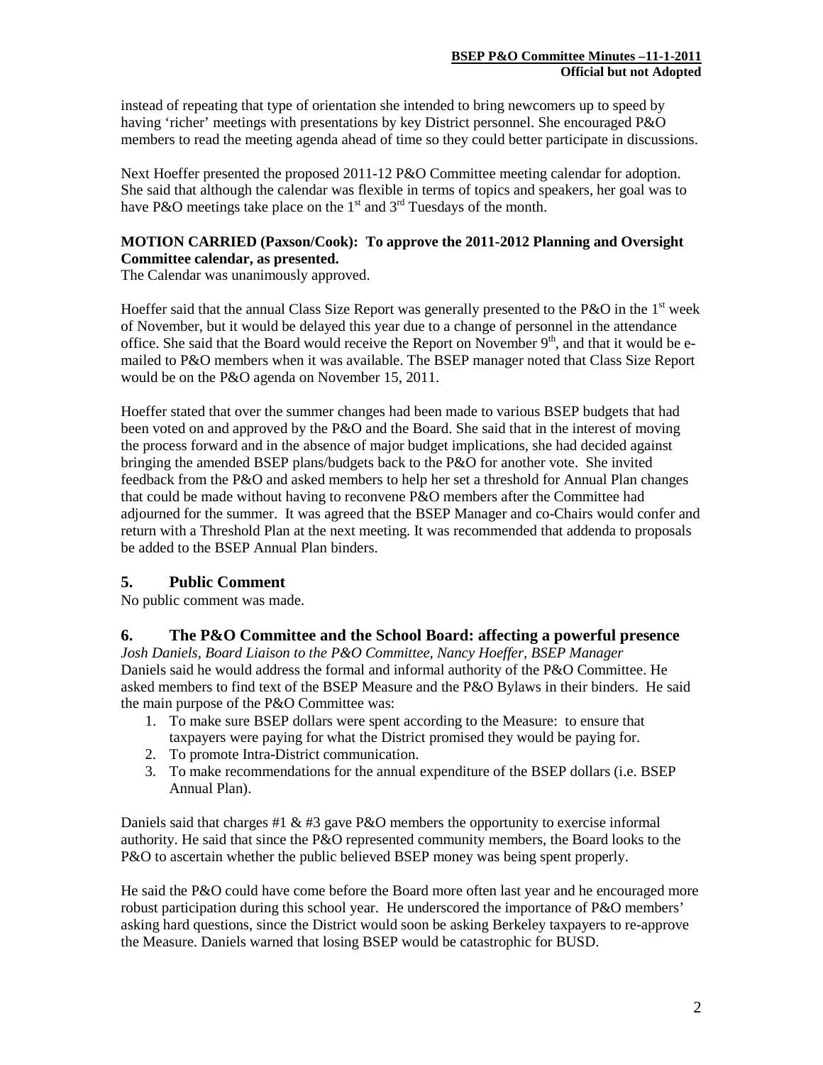instead of repeating that type of orientation she intended to bring newcomers up to speed by having 'richer' meetings with presentations by key District personnel. She encouraged P&O members to read the meeting agenda ahead of time so they could better participate in discussions.

Next Hoeffer presented the proposed 2011-12 P&O Committee meeting calendar for adoption. She said that although the calendar was flexible in terms of topics and speakers, her goal was to have P&O meetings take place on the 1st and 3rd Tuesdays of the month.

**MOTION CARRIED (Paxson/Cook): To approve the 2011-2012 Planning and Oversight Committee calendar, as presented.**
The Calendar was unanimously approved.

Hoeffer said that the annual Class Size Report was generally presented to the P&O in the 1st week of November, but it would be delayed this year due to a change of personnel in the attendance office. She said that the Board would receive the Report on November 9th, and that it would be e-mailed to P&O members when it was available. The BSEP manager noted that Class Size Report would be on the P&O agenda on November 15, 2011.

Hoeffer stated that over the summer changes had been made to various BSEP budgets that had been voted on and approved by the P&O and the Board. She said that in the interest of moving the process forward and in the absence of major budget implications, she had decided against bringing the amended BSEP plans/budgets back to the P&O for another vote. She invited feedback from the P&O and asked members to help her set a threshold for Annual Plan changes that could be made without having to reconvene P&O members after the Committee had adjourned for the summer. It was agreed that the BSEP Manager and co-Chairs would confer and return with a Threshold Plan at the next meeting. It was recommended that addenda to proposals be added to the BSEP Annual Plan binders.

## 5. Public Comment

No public comment was made.

## 6. The P&O Committee and the School Board: affecting a powerful presence

*Josh Daniels, Board Liaison to the P&O Committee, Nancy Hoeffer, BSEP Manager*
Daniels said he would address the formal and informal authority of the P&O Committee. He asked members to find text of the BSEP Measure and the P&O Bylaws in their binders. He said the main purpose of the P&O Committee was:

1. To make sure BSEP dollars were spent according to the Measure: to ensure that taxpayers were paying for what the District promised they would be paying for.
2. To promote Intra-District communication.
3. To make recommendations for the annual expenditure of the BSEP dollars (i.e. BSEP Annual Plan).

Daniels said that charges #1 & #3 gave P&O members the opportunity to exercise informal authority. He said that since the P&O represented community members, the Board looks to the P&O to ascertain whether the public believed BSEP money was being spent properly.

He said the P&O could have come before the Board more often last year and he encouraged more robust participation during this school year. He underscored the importance of P&O members' asking hard questions, since the District would soon be asking Berkeley taxpayers to re-approve the Measure. Daniels warned that losing BSEP would be catastrophic for BUSD.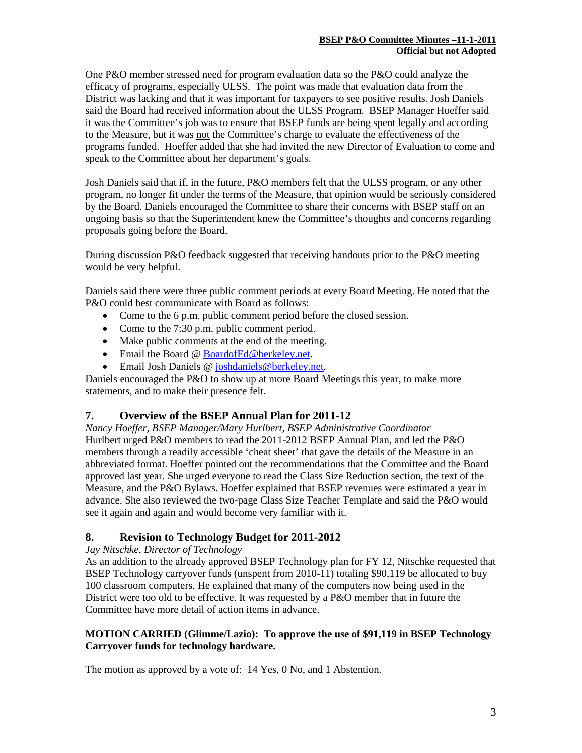One P&O member stressed need for program evaluation data so the P&O could analyze the efficacy of programs, especially ULSS. The point was made that evaluation data from the District was lacking and that it was important for taxpayers to see positive results. Josh Daniels said the Board had received information about the ULSS Program. BSEP Manager Hoeffer said it was the Committee's job was to ensure that BSEP funds are being spent legally and according to the Measure, but it was not the Committee's charge to evaluate the effectiveness of the programs funded. Hoeffer added that she had invited the new Director of Evaluation to come and speak to the Committee about her department's goals.

Josh Daniels said that if, in the future, P&O members felt that the ULSS program, or any other program, no longer fit under the terms of the Measure, that opinion would be seriously considered by the Board. Daniels encouraged the Committee to share their concerns with BSEP staff on an ongoing basis so that the Superintendent knew the Committee's thoughts and concerns regarding proposals going before the Board.

During discussion P&O feedback suggested that receiving handouts prior to the P&O meeting would be very helpful.

Daniels said there were three public comment periods at every Board Meeting. He noted that the P&O could best communicate with Board as follows:

- Come to the 6 p.m. public comment period before the closed session.
- Come to the 7:30 p.m. public comment period.
- Make public comments at the end of the meeting.
- Email the Board @ BoardofEd@berkeley.net.
- Email Josh Daniels @ joshdaniels@berkeley.net.

Daniels encouraged the P&O to show up at more Board Meetings this year, to make more statements, and to make their presence felt.

## 7. Overview of the BSEP Annual Plan for 2011-12

*Nancy Hoeffer, BSEP Manager/Mary Hurlbert, BSEP Administrative Coordinator*

Hurlbert urged P&O members to read the 2011-2012 BSEP Annual Plan, and led the P&O members through a readily accessible 'cheat sheet' that gave the details of the Measure in an abbreviated format. Hoeffer pointed out the recommendations that the Committee and the Board approved last year. She urged everyone to read the Class Size Reduction section, the text of the Measure, and the P&O Bylaws. Hoeffer explained that BSEP revenues were estimated a year in advance. She also reviewed the two-page Class Size Teacher Template and said the P&O would see it again and again and would become very familiar with it.

## 8. Revision to Technology Budget for 2011-2012

*Jay Nitschke, Director of Technology*

As an addition to the already approved BSEP Technology plan for FY 12, Nitschke requested that BSEP Technology carryover funds (unspent from 2010-11) totaling $90,119 be allocated to buy 100 classroom computers. He explained that many of the computers now being used in the District were too old to be effective. It was requested by a P&O member that in future the Committee have more detail of action items in advance.

**MOTION CARRIED (Glimme/Lazio): To approve the use of $91,119 in BSEP Technology Carryover funds for technology hardware.**

The motion as approved by a vote of: 14 Yes, 0 No, and 1 Abstention.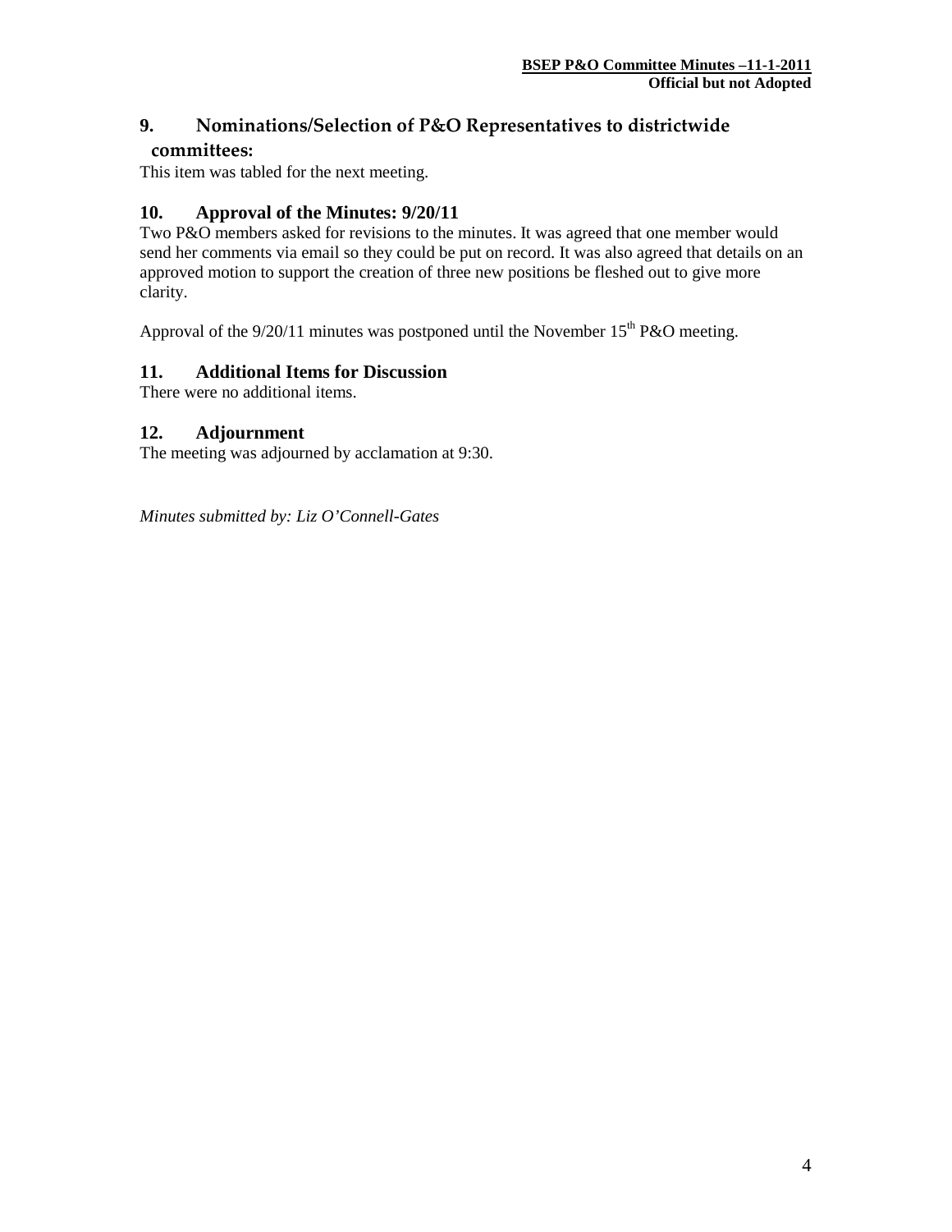## 9. Nominations/Selection of P&O Representatives to districtwide committees:

This item was tabled for the next meeting.

## 10. Approval of the Minutes: 9/20/11

Two P&O members asked for revisions to the minutes. It was agreed that one member would send her comments via email so they could be put on record. It was also agreed that details on an approved motion to support the creation of three new positions be fleshed out to give more clarity.

Approval of the 9/20/11 minutes was postponed until the November 15th P&O meeting.

## 11. Additional Items for Discussion

There were no additional items.

## 12. Adjournment

The meeting was adjourned by acclamation at 9:30.

*Minutes submitted by: Liz O'Connell-Gates*